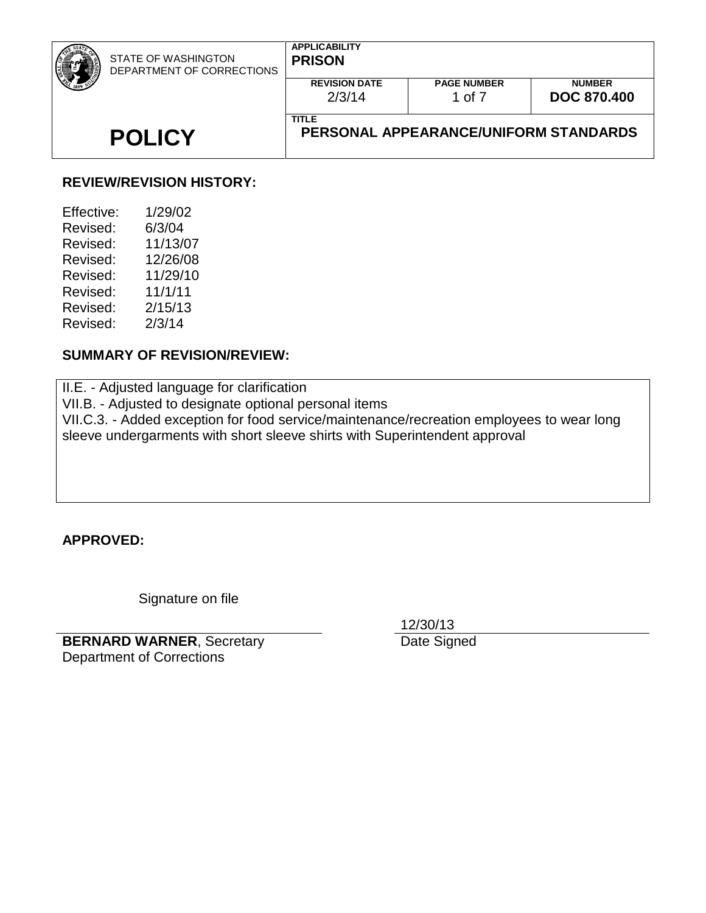| STATE OF WASHINGTON DEPARTMENT OF CORRECTIONS | APPLICABILITY **PRISON** | | |
|---|---|---|---|
| | REVISION DATE 2/3/14 | PAGE NUMBER 1 of 7 | NUMBER **DOC 870.400** |
| **POLICY** | TITLE **PERSONAL APPEARANCE/UNIFORM STANDARDS** | | |

**REVIEW/REVISION HISTORY:**

Effective: 1/29/02
Revised: 6/3/04
Revised: 11/13/07
Revised: 12/26/08
Revised: 11/29/10
Revised: 11/1/11
Revised: 2/15/13
Revised: 2/3/14

**SUMMARY OF REVISION/REVIEW:**

II.E. - Adjusted language for clarification
VII.B. - Adjusted to designate optional personal items
VII.C.3. - Added exception for food service/maintenance/recreation employees to wear long sleeve undergarments with short sleeve shirts with Superintendent approval

**APPROVED:**

Signature on file

**BERNARD WARNER**, Secretary
Department of Corrections

12/30/13
Date Signed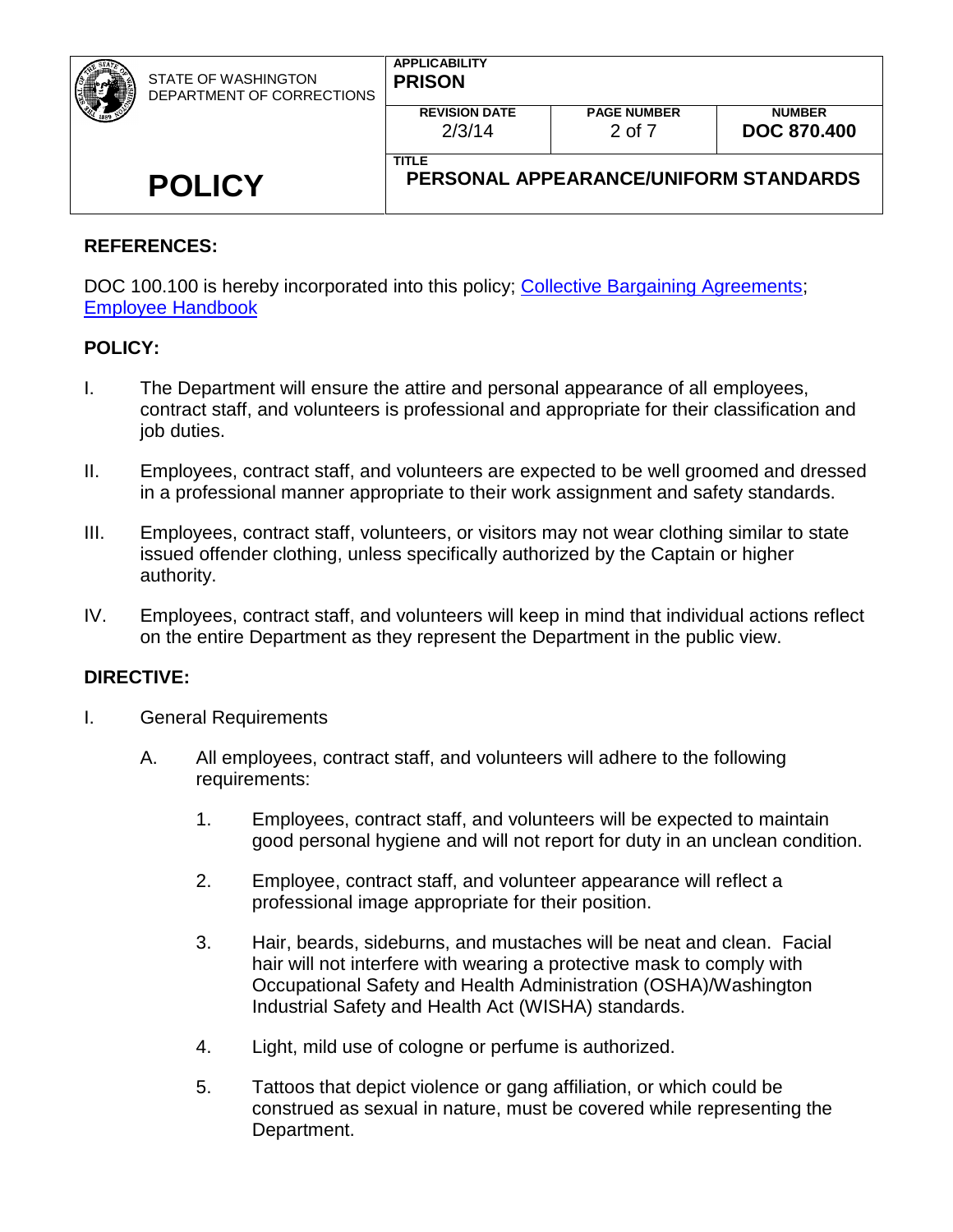**REFERENCES:**

DOC 100.100 is hereby incorporated into this policy; Collective Bargaining Agreements; Employee Handbook

**POLICY:**

I. The Department will ensure the attire and personal appearance of all employees, contract staff, and volunteers is professional and appropriate for their classification and job duties.

II. Employees, contract staff, and volunteers are expected to be well groomed and dressed in a professional manner appropriate to their work assignment and safety standards.

III. Employees, contract staff, volunteers, or visitors may not wear clothing similar to state issued offender clothing, unless specifically authorized by the Captain or higher authority.

IV. Employees, contract staff, and volunteers will keep in mind that individual actions reflect on the entire Department as they represent the Department in the public view.

**DIRECTIVE:**

I. General Requirements

   A. All employees, contract staff, and volunteers will adhere to the following requirements:

      1. Employees, contract staff, and volunteers will be expected to maintain good personal hygiene and will not report for duty in an unclean condition.

      2. Employee, contract staff, and volunteer appearance will reflect a professional image appropriate for their position.

      3. Hair, beards, sideburns, and mustaches will be neat and clean. Facial hair will not interfere with wearing a protective mask to comply with Occupational Safety and Health Administration (OSHA)/Washington Industrial Safety and Health Act (WISHA) standards.

      4. Light, mild use of cologne or perfume is authorized.

      5. Tattoos that depict violence or gang affiliation, or which could be construed as sexual in nature, must be covered while representing the Department.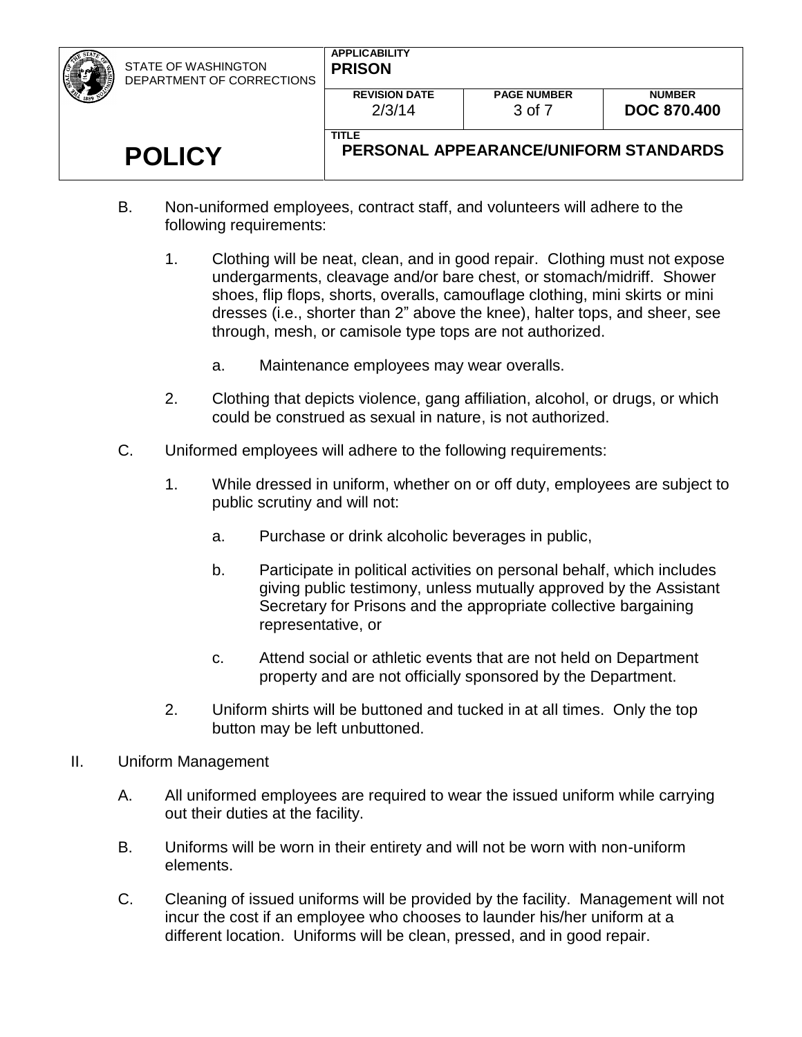B. Non-uniformed employees, contract staff, and volunteers will adhere to the following requirements:

   1. Clothing will be neat, clean, and in good repair. Clothing must not expose undergarments, cleavage and/or bare chest, or stomach/midriff. Shower shoes, flip flops, shorts, overalls, camouflage clothing, mini skirts or mini dresses (i.e., shorter than 2" above the knee), halter tops, and sheer, see through, mesh, or camisole type tops are not authorized.

      a. Maintenance employees may wear overalls.

   2. Clothing that depicts violence, gang affiliation, alcohol, or drugs, or which could be construed as sexual in nature, is not authorized.

C. Uniformed employees will adhere to the following requirements:

   1. While dressed in uniform, whether on or off duty, employees are subject to public scrutiny and will not:

      a. Purchase or drink alcoholic beverages in public,

      b. Participate in political activities on personal behalf, which includes giving public testimony, unless mutually approved by the Assistant Secretary for Prisons and the appropriate collective bargaining representative, or

      c. Attend social or athletic events that are not held on Department property and are not officially sponsored by the Department.

   2. Uniform shirts will be buttoned and tucked in at all times. Only the top button may be left unbuttoned.

II. Uniform Management

   A. All uniformed employees are required to wear the issued uniform while carrying out their duties at the facility.

   B. Uniforms will be worn in their entirety and will not be worn with non-uniform elements.

   C. Cleaning of issued uniforms will be provided by the facility. Management will not incur the cost if an employee who chooses to launder his/her uniform at a different location. Uniforms will be clean, pressed, and in good repair.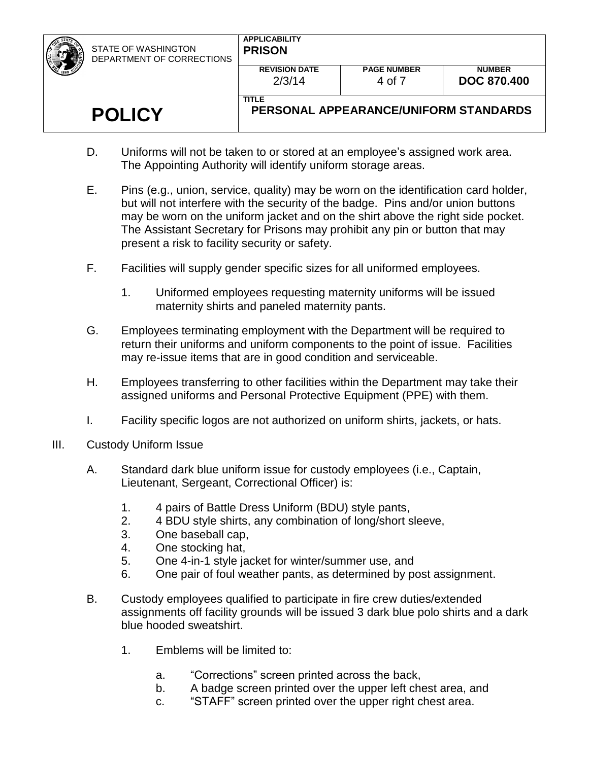D. Uniforms will not be taken to or stored at an employee's assigned work area. The Appointing Authority will identify uniform storage areas.

E. Pins (e.g., union, service, quality) may be worn on the identification card holder, but will not interfere with the security of the badge. Pins and/or union buttons may be worn on the uniform jacket and on the shirt above the right side pocket. The Assistant Secretary for Prisons may prohibit any pin or button that may present a risk to facility security or safety.

F. Facilities will supply gender specific sizes for all uniformed employees.

   1. Uniformed employees requesting maternity uniforms will be issued maternity shirts and paneled maternity pants.

G. Employees terminating employment with the Department will be required to return their uniforms and uniform components to the point of issue. Facilities may re-issue items that are in good condition and serviceable.

H. Employees transferring to other facilities within the Department may take their assigned uniforms and Personal Protective Equipment (PPE) with them.

I. Facility specific logos are not authorized on uniform shirts, jackets, or hats.

III. Custody Uniform Issue

A. Standard dark blue uniform issue for custody employees (i.e., Captain, Lieutenant, Sergeant, Correctional Officer) is:

   1. 4 pairs of Battle Dress Uniform (BDU) style pants,
   2. 4 BDU style shirts, any combination of long/short sleeve,
   3. One baseball cap,
   4. One stocking hat,
   5. One 4-in-1 style jacket for winter/summer use, and
   6. One pair of foul weather pants, as determined by post assignment.

B. Custody employees qualified to participate in fire crew duties/extended assignments off facility grounds will be issued 3 dark blue polo shirts and a dark blue hooded sweatshirt.

   1. Emblems will be limited to:

      a. "Corrections" screen printed across the back,
      b. A badge screen printed over the upper left chest area, and
      c. "STAFF" screen printed over the upper right chest area.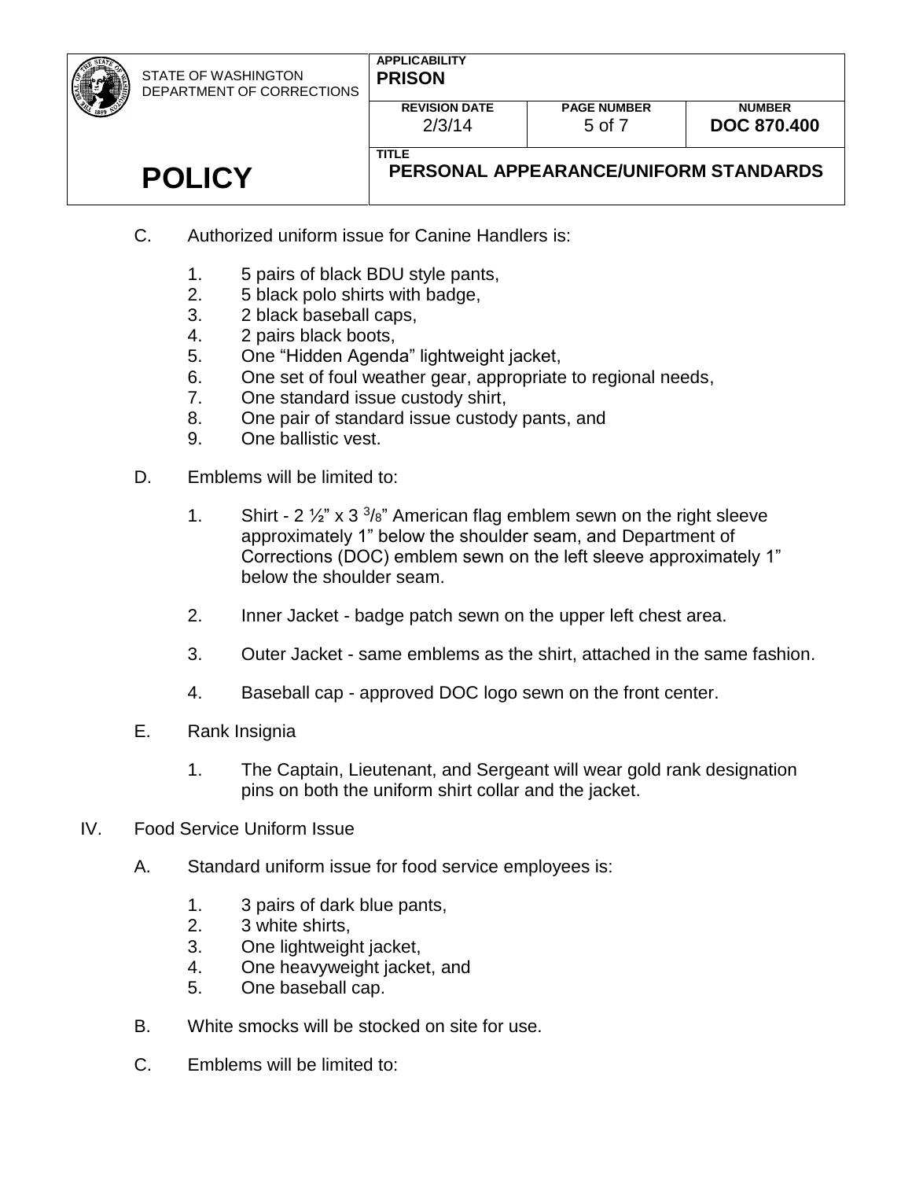C. Authorized uniform issue for Canine Handlers is:

1. 5 pairs of black BDU style pants,
2. 5 black polo shirts with badge,
3. 2 black baseball caps,
4. 2 pairs black boots,
5. One "Hidden Agenda" lightweight jacket,
6. One set of foul weather gear, appropriate to regional needs,
7. One standard issue custody shirt,
8. One pair of standard issue custody pants, and
9. One ballistic vest.

D. Emblems will be limited to:

1. Shirt - 2 ½" x 3 3/8" American flag emblem sewn on the right sleeve approximately 1" below the shoulder seam, and Department of Corrections (DOC) emblem sewn on the left sleeve approximately 1" below the shoulder seam.

2. Inner Jacket - badge patch sewn on the upper left chest area.

3. Outer Jacket - same emblems as the shirt, attached in the same fashion.

4. Baseball cap - approved DOC logo sewn on the front center.

E. Rank Insignia

1. The Captain, Lieutenant, and Sergeant will wear gold rank designation pins on both the uniform shirt collar and the jacket.

IV. Food Service Uniform Issue

A. Standard uniform issue for food service employees is:

1. 3 pairs of dark blue pants,
2. 3 white shirts,
3. One lightweight jacket,
4. One heavyweight jacket, and
5. One baseball cap.

B. White smocks will be stocked on site for use.

C. Emblems will be limited to: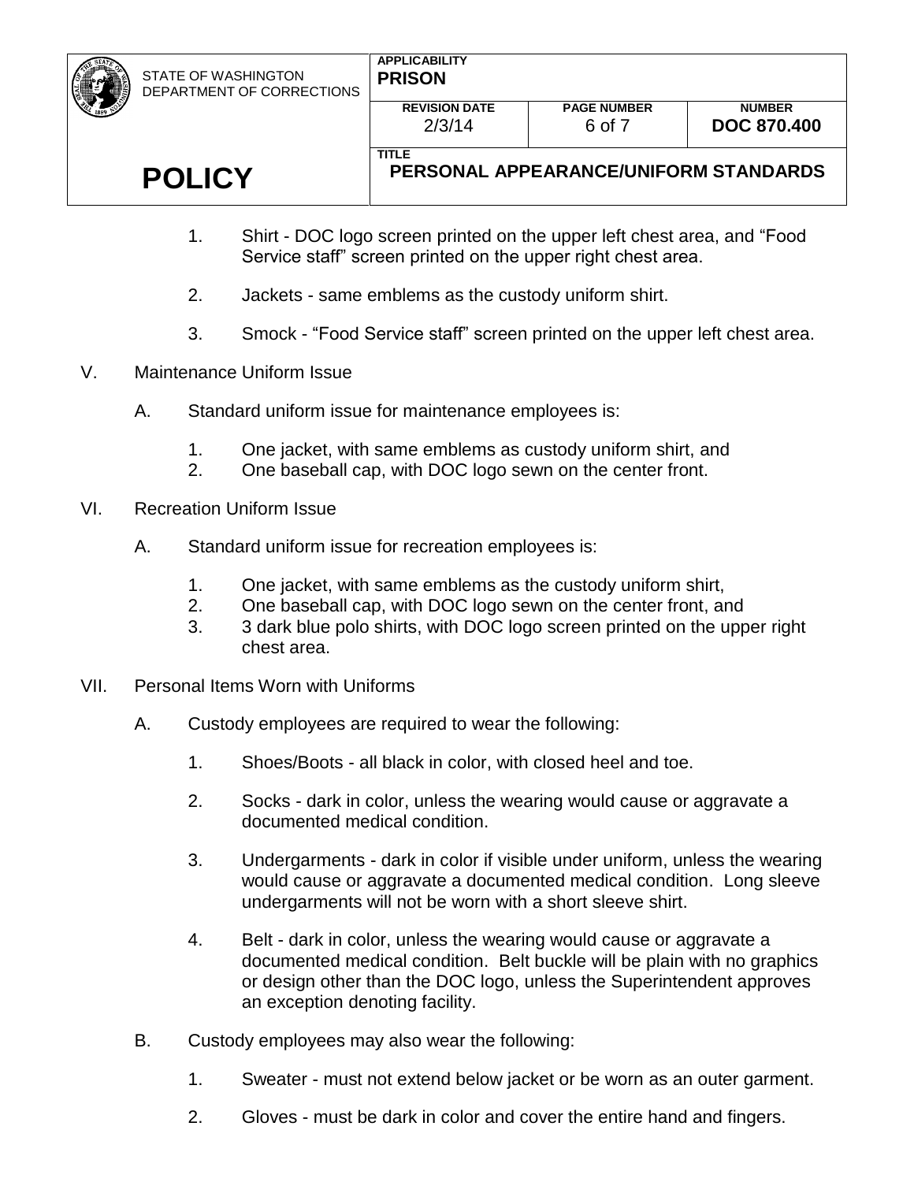1. Shirt - DOC logo screen printed on the upper left chest area, and "Food Service staff" screen printed on the upper right chest area.

2. Jackets - same emblems as the custody uniform shirt.

3. Smock - "Food Service staff" screen printed on the upper left chest area.

V. Maintenance Uniform Issue

   A. Standard uniform issue for maintenance employees is:

      1. One jacket, with same emblems as custody uniform shirt, and
      2. One baseball cap, with DOC logo sewn on the center front.

VI. Recreation Uniform Issue

   A. Standard uniform issue for recreation employees is:

      1. One jacket, with same emblems as the custody uniform shirt,
      2. One baseball cap, with DOC logo sewn on the center front, and
      3. 3 dark blue polo shirts, with DOC logo screen printed on the upper right chest area.

VII. Personal Items Worn with Uniforms

   A. Custody employees are required to wear the following:

      1. Shoes/Boots - all black in color, with closed heel and toe.

      2. Socks - dark in color, unless the wearing would cause or aggravate a documented medical condition.

      3. Undergarments - dark in color if visible under uniform, unless the wearing would cause or aggravate a documented medical condition. Long sleeve undergarments will not be worn with a short sleeve shirt.

      4. Belt - dark in color, unless the wearing would cause or aggravate a documented medical condition. Belt buckle will be plain with no graphics or design other than the DOC logo, unless the Superintendent approves an exception denoting facility.

   B. Custody employees may also wear the following:

      1. Sweater - must not extend below jacket or be worn as an outer garment.

      2. Gloves - must be dark in color and cover the entire hand and fingers.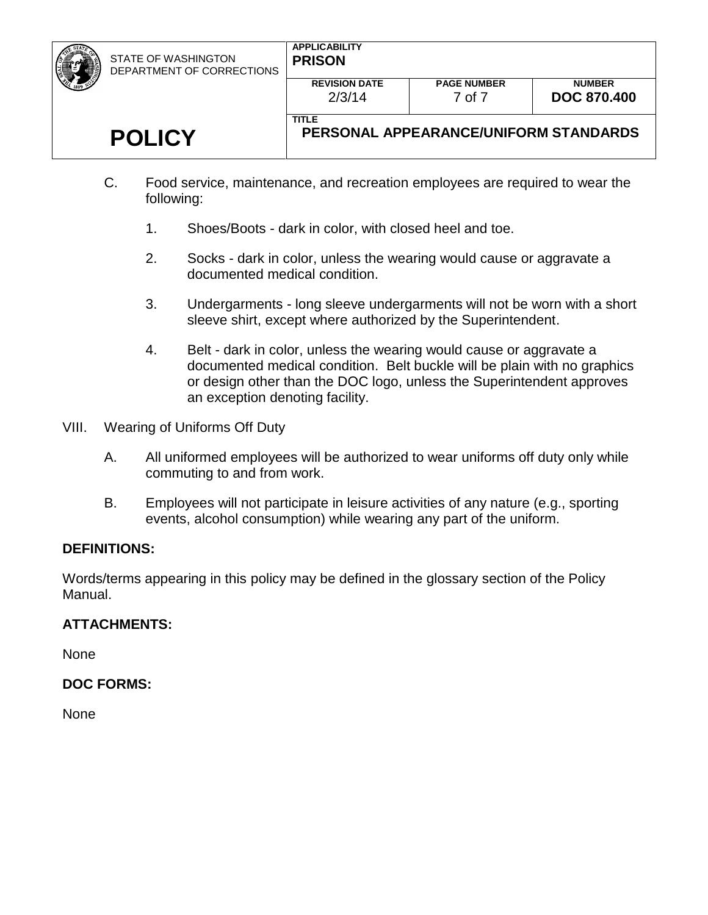C. Food service, maintenance, and recreation employees are required to wear the following:

1. Shoes/Boots - dark in color, with closed heel and toe.

2. Socks - dark in color, unless the wearing would cause or aggravate a documented medical condition.

3. Undergarments - long sleeve undergarments will not be worn with a short sleeve shirt, except where authorized by the Superintendent.

4. Belt - dark in color, unless the wearing would cause or aggravate a documented medical condition. Belt buckle will be plain with no graphics or design other than the DOC logo, unless the Superintendent approves an exception denoting facility.

VIII. Wearing of Uniforms Off Duty

A. All uniformed employees will be authorized to wear uniforms off duty only while commuting to and from work.

B. Employees will not participate in leisure activities of any nature (e.g., sporting events, alcohol consumption) while wearing any part of the uniform.

**DEFINITIONS:**

Words/terms appearing in this policy may be defined in the glossary section of the Policy Manual.

**ATTACHMENTS:**

None

**DOC FORMS:**

None